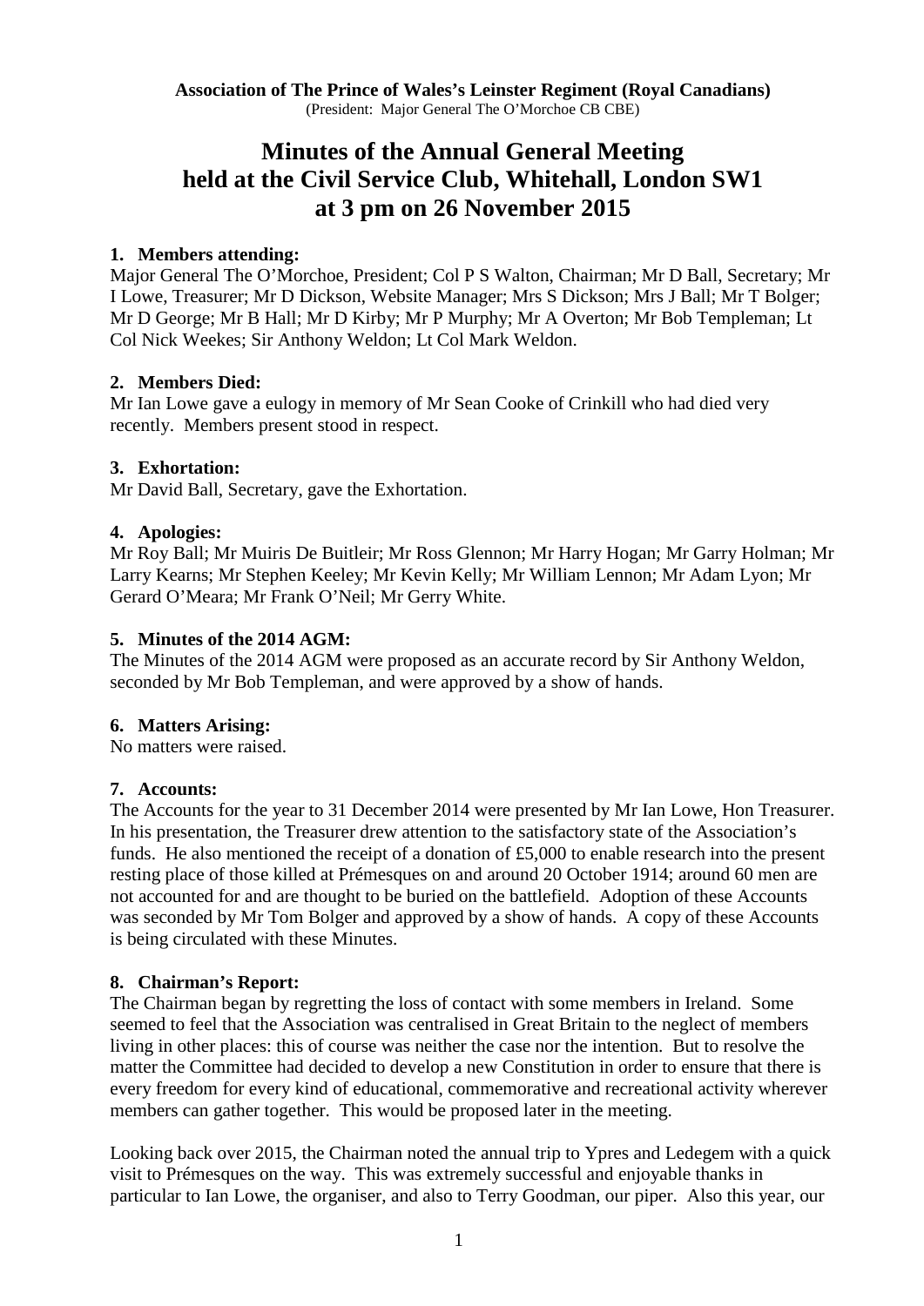**Association of The Prince of Wales's Leinster Regiment (Royal Canadians)**
(President: Major General The O'Morchoe CB CBE)

# Minutes of the Annual General Meeting held at the Civil Service Club, Whitehall, London SW1 at 3 pm on 26 November 2015

## 1. Members attending:

Major General The O'Morchoe, President; Col P S Walton, Chairman; Mr D Ball, Secretary; Mr I Lowe, Treasurer; Mr D Dickson, Website Manager; Mrs S Dickson; Mrs J Ball; Mr T Bolger; Mr D George; Mr B Hall; Mr D Kirby; Mr P Murphy; Mr A Overton; Mr Bob Templeman; Lt Col Nick Weekes; Sir Anthony Weldon; Lt Col Mark Weldon.

## 2. Members Died:

Mr Ian Lowe gave a eulogy in memory of Mr Sean Cooke of Crinkill who had died very recently. Members present stood in respect.

## 3. Exhortation:

Mr David Ball, Secretary, gave the Exhortation.

## 4. Apologies:

Mr Roy Ball; Mr Muiris De Buitleir; Mr Ross Glennon; Mr Harry Hogan; Mr Garry Holman; Mr Larry Kearns; Mr Stephen Keeley; Mr Kevin Kelly; Mr William Lennon; Mr Adam Lyon; Mr Gerard O'Meara; Mr Frank O'Neil; Mr Gerry White.

## 5. Minutes of the 2014 AGM:

The Minutes of the 2014 AGM were proposed as an accurate record by Sir Anthony Weldon, seconded by Mr Bob Templeman, and were approved by a show of hands.

## 6. Matters Arising:

No matters were raised.

## 7. Accounts:

The Accounts for the year to 31 December 2014 were presented by Mr Ian Lowe, Hon Treasurer. In his presentation, the Treasurer drew attention to the satisfactory state of the Association's funds. He also mentioned the receipt of a donation of £5,000 to enable research into the present resting place of those killed at Prémesques on and around 20 October 1914; around 60 men are not accounted for and are thought to be buried on the battlefield. Adoption of these Accounts was seconded by Mr Tom Bolger and approved by a show of hands. A copy of these Accounts is being circulated with these Minutes.

## 8. Chairman's Report:

The Chairman began by regretting the loss of contact with some members in Ireland. Some seemed to feel that the Association was centralised in Great Britain to the neglect of members living in other places: this of course was neither the case nor the intention. But to resolve the matter the Committee had decided to develop a new Constitution in order to ensure that there is every freedom for every kind of educational, commemorative and recreational activity wherever members can gather together. This would be proposed later in the meeting.

Looking back over 2015, the Chairman noted the annual trip to Ypres and Ledegem with a quick visit to Prémesques on the way. This was extremely successful and enjoyable thanks in particular to Ian Lowe, the organiser, and also to Terry Goodman, our piper. Also this year, our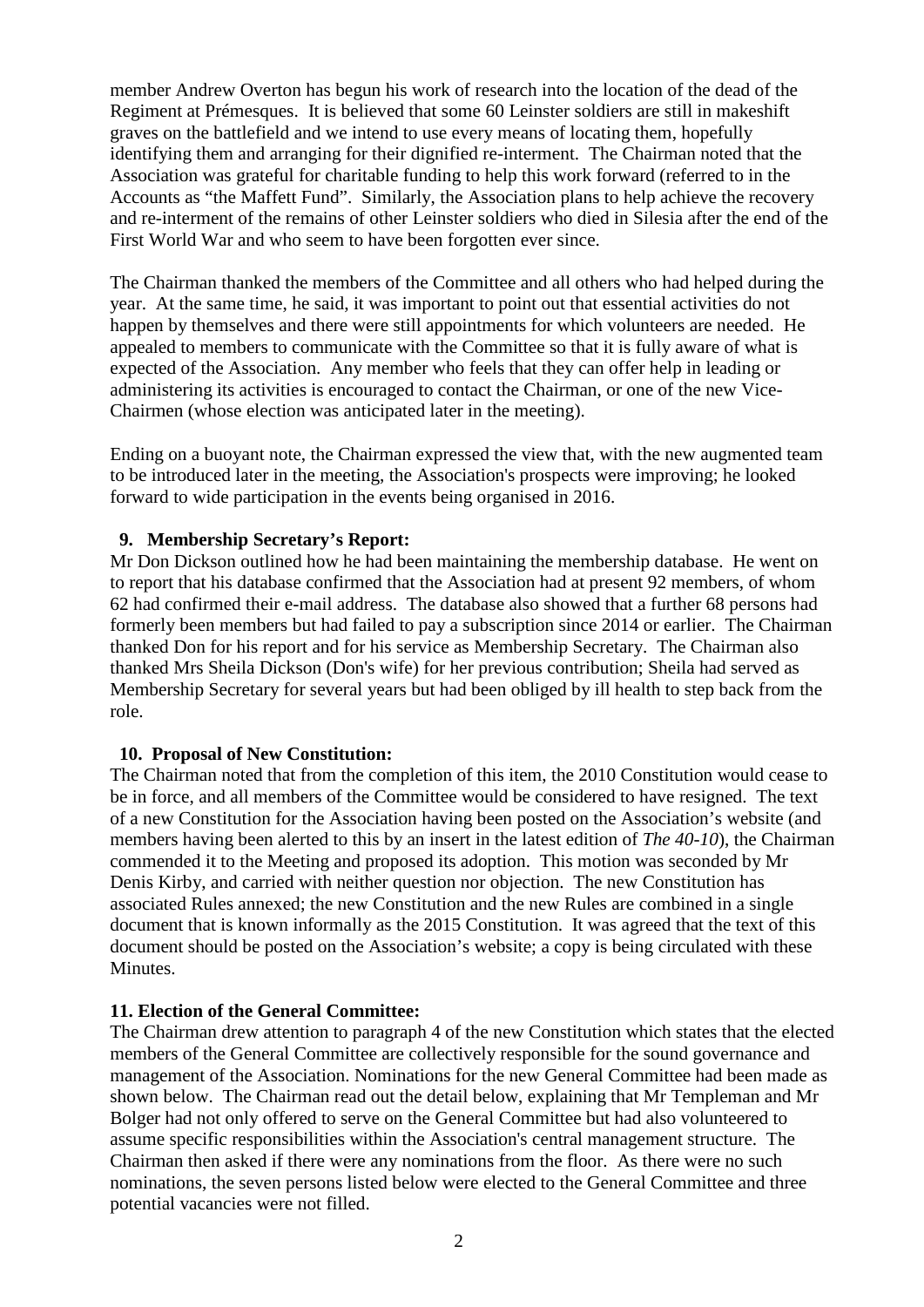member Andrew Overton has begun his work of research into the location of the dead of the Regiment at Prémesques. It is believed that some 60 Leinster soldiers are still in makeshift graves on the battlefield and we intend to use every means of locating them, hopefully identifying them and arranging for their dignified re-interment. The Chairman noted that the Association was grateful for charitable funding to help this work forward (referred to in the Accounts as "the Maffett Fund". Similarly, the Association plans to help achieve the recovery and re-interment of the remains of other Leinster soldiers who died in Silesia after the end of the First World War and who seem to have been forgotten ever since.

The Chairman thanked the members of the Committee and all others who had helped during the year. At the same time, he said, it was important to point out that essential activities do not happen by themselves and there were still appointments for which volunteers are needed. He appealed to members to communicate with the Committee so that it is fully aware of what is expected of the Association. Any member who feels that they can offer help in leading or administering its activities is encouraged to contact the Chairman, or one of the new Vice-Chairmen (whose election was anticipated later in the meeting).

Ending on a buoyant note, the Chairman expressed the view that, with the new augmented team to be introduced later in the meeting, the Association's prospects were improving; he looked forward to wide participation in the events being organised in 2016.

**9. Membership Secretary's Report:**

Mr Don Dickson outlined how he had been maintaining the membership database. He went on to report that his database confirmed that the Association had at present 92 members, of whom 62 had confirmed their e-mail address. The database also showed that a further 68 persons had formerly been members but had failed to pay a subscription since 2014 or earlier. The Chairman thanked Don for his report and for his service as Membership Secretary. The Chairman also thanked Mrs Sheila Dickson (Don's wife) for her previous contribution; Sheila had served as Membership Secretary for several years but had been obliged by ill health to step back from the role.

**10. Proposal of New Constitution:**

The Chairman noted that from the completion of this item, the 2010 Constitution would cease to be in force, and all members of the Committee would be considered to have resigned. The text of a new Constitution for the Association having been posted on the Association's website (and members having been alerted to this by an insert in the latest edition of *The 40-10*), the Chairman commended it to the Meeting and proposed its adoption. This motion was seconded by Mr Denis Kirby, and carried with neither question nor objection. The new Constitution has associated Rules annexed; the new Constitution and the new Rules are combined in a single document that is known informally as the 2015 Constitution. It was agreed that the text of this document should be posted on the Association's website; a copy is being circulated with these Minutes.

**11. Election of the General Committee:**

The Chairman drew attention to paragraph 4 of the new Constitution which states that the elected members of the General Committee are collectively responsible for the sound governance and management of the Association. Nominations for the new General Committee had been made as shown below. The Chairman read out the detail below, explaining that Mr Templeman and Mr Bolger had not only offered to serve on the General Committee but had also volunteered to assume specific responsibilities within the Association's central management structure. The Chairman then asked if there were any nominations from the floor. As there were no such nominations, the seven persons listed below were elected to the General Committee and three potential vacancies were not filled.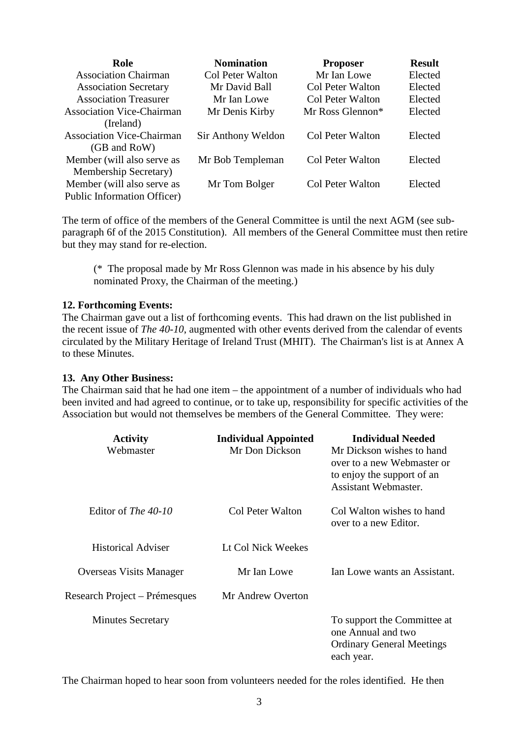| Role | Nomination | Proposer | Result |
|---|---|---|---|
| Association Chairman | Col Peter Walton | Mr Ian Lowe | Elected |
| Association Secretary | Mr David Ball | Col Peter Walton | Elected |
| Association Treasurer | Mr Ian Lowe | Col Peter Walton | Elected |
| Association Vice-Chairman (Ireland) | Mr Denis Kirby | Mr Ross Glennon* | Elected |
| Association Vice-Chairman (GB and RoW) | Sir Anthony Weldon | Col Peter Walton | Elected |
| Member (will also serve as Membership Secretary) | Mr Bob Templeman | Col Peter Walton | Elected |
| Member (will also serve as Public Information Officer) | Mr Tom Bolger | Col Peter Walton | Elected |

The term of office of the members of the General Committee is until the next AGM (see sub-paragraph 6f of the 2015 Constitution). All members of the General Committee must then retire but they may stand for re-election.

(* The proposal made by Mr Ross Glennon was made in his absence by his duly nominated Proxy, the Chairman of the meeting.)

**12. Forthcoming Events:**
The Chairman gave out a list of forthcoming events. This had drawn on the list published in the recent issue of *The 40-10*, augmented with other events derived from the calendar of events circulated by the Military Heritage of Ireland Trust (MHIT). The Chairman's list is at Annex A to these Minutes.

**13. Any Other Business:**
The Chairman said that he had one item – the appointment of a number of individuals who had been invited and had agreed to continue, or to take up, responsibility for specific activities of the Association but would not themselves be members of the General Committee. They were:

| Activity | Individual Appointed | Individual Needed |
|---|---|---|
| Webmaster | Mr Don Dickson | Mr Dickson wishes to hand over to a new Webmaster or to enjoy the support of an Assistant Webmaster. |
| Editor of *The 40-10* | Col Peter Walton | Col Walton wishes to hand over to a new Editor. |
| Historical Adviser | Lt Col Nick Weekes | |
| Overseas Visits Manager | Mr Ian Lowe | Ian Lowe wants an Assistant. |
| Research Project – Prémesques | Mr Andrew Overton | |
| Minutes Secretary | | To support the Committee at one Annual and two Ordinary General Meetings each year. |

The Chairman hoped to hear soon from volunteers needed for the roles identified. He then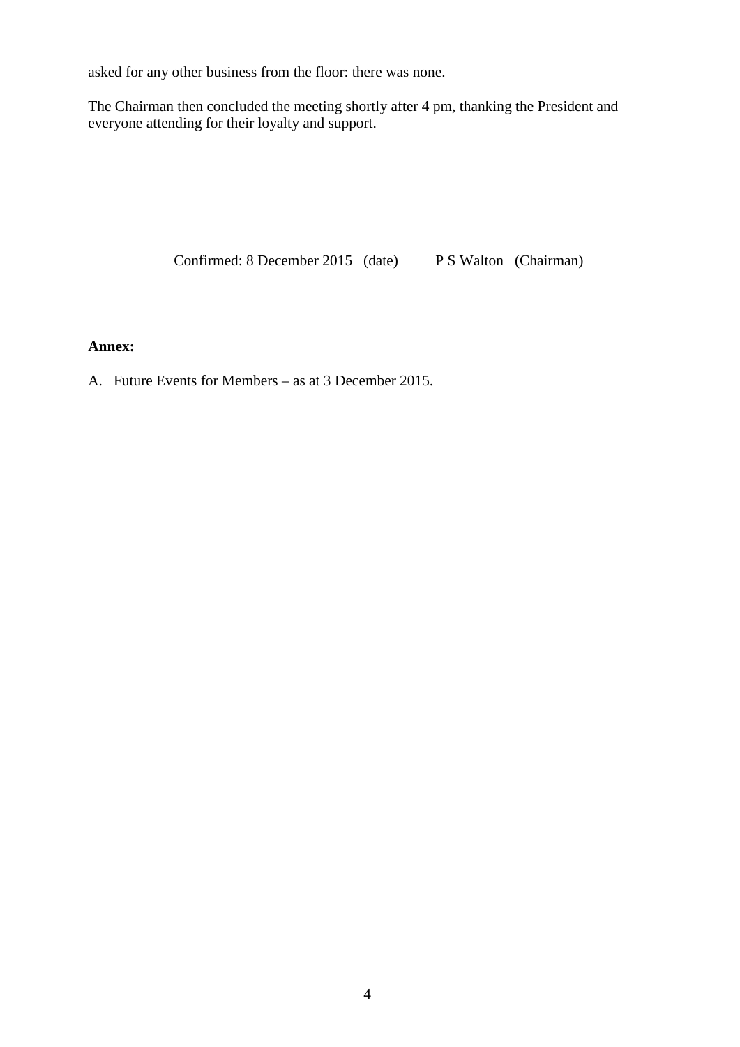asked for any other business from the floor: there was none.

The Chairman then concluded the meeting shortly after 4 pm, thanking the President and everyone attending for their loyalty and support.

Confirmed: 8 December 2015 (date) P S Walton (Chairman)

**Annex:**

A. Future Events for Members – as at 3 December 2015.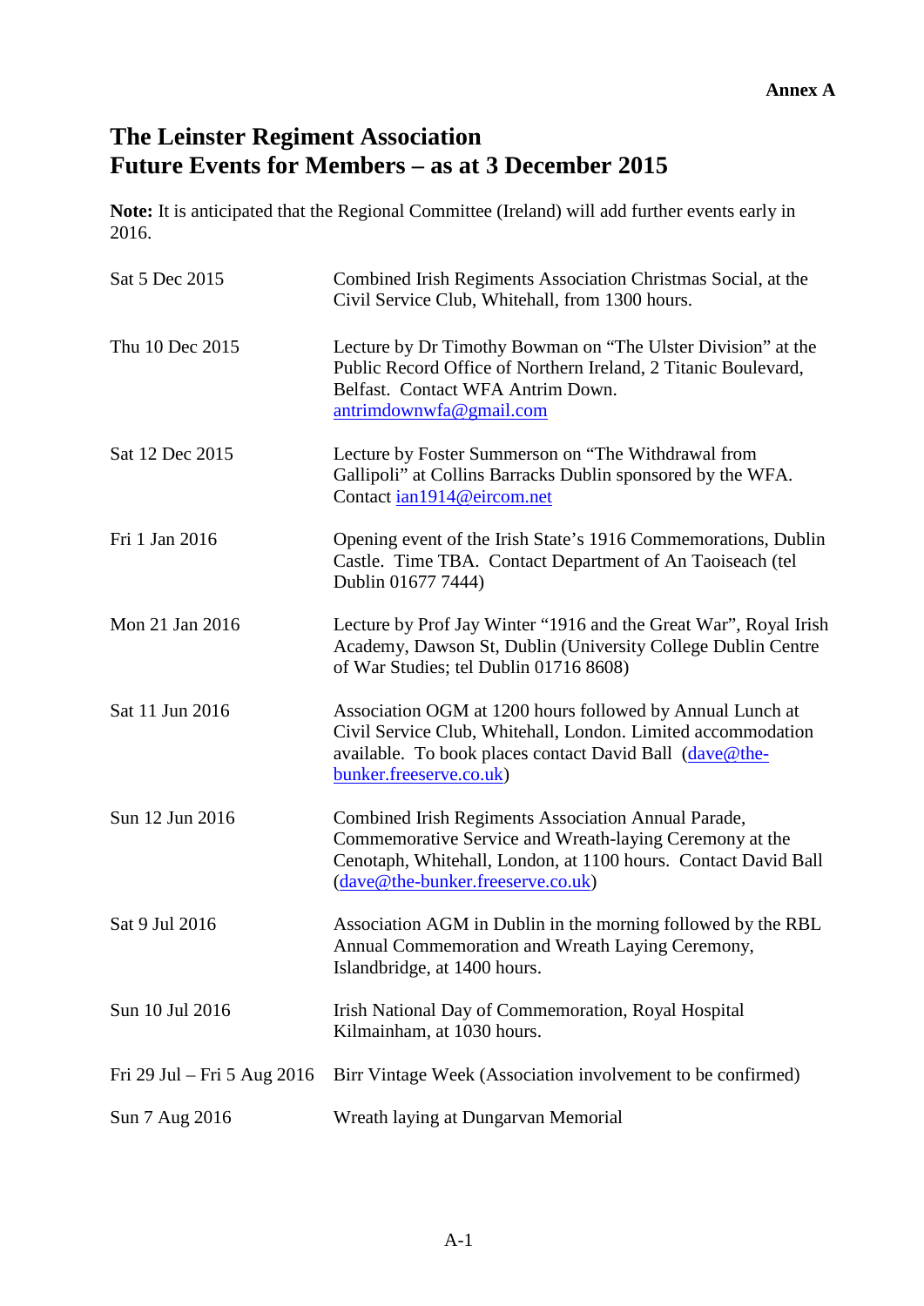**Annex A**

# The Leinster Regiment Association
# Future Events for Members – as at 3 December 2015

**Note:** It is anticipated that the Regional Committee (Ireland) will add further events early in 2016.

| | |
|---|---|
| Sat 5 Dec 2015 | Combined Irish Regiments Association Christmas Social, at the Civil Service Club, Whitehall, from 1300 hours. |
| Thu 10 Dec 2015 | Lecture by Dr Timothy Bowman on "The Ulster Division" at the Public Record Office of Northern Ireland, 2 Titanic Boulevard, Belfast. Contact WFA Antrim Down. antrimdownwfa@gmail.com |
| Sat 12 Dec 2015 | Lecture by Foster Summerson on "The Withdrawal from Gallipoli" at Collins Barracks Dublin sponsored by the WFA. Contact ian1914@eircom.net |
| Fri 1 Jan 2016 | Opening event of the Irish State's 1916 Commemorations, Dublin Castle. Time TBA. Contact Department of An Taoiseach (tel Dublin 01677 7444) |
| Mon 21 Jan 2016 | Lecture by Prof Jay Winter "1916 and the Great War", Royal Irish Academy, Dawson St, Dublin (University College Dublin Centre of War Studies; tel Dublin 01716 8608) |
| Sat 11 Jun 2016 | Association OGM at 1200 hours followed by Annual Lunch at Civil Service Club, Whitehall, London. Limited accommodation available. To book places contact David Ball (dave@the-bunker.freeserve.co.uk) |
| Sun 12 Jun 2016 | Combined Irish Regiments Association Annual Parade, Commemorative Service and Wreath-laying Ceremony at the Cenotaph, Whitehall, London, at 1100 hours. Contact David Ball (dave@the-bunker.freeserve.co.uk) |
| Sat 9 Jul 2016 | Association AGM in Dublin in the morning followed by the RBL Annual Commemoration and Wreath Laying Ceremony, Islandbridge, at 1400 hours. |
| Sun 10 Jul 2016 | Irish National Day of Commemoration, Royal Hospital Kilmainham, at 1030 hours. |
| Fri 29 Jul – Fri 5 Aug 2016 | Birr Vintage Week (Association involvement to be confirmed) |
| Sun 7 Aug 2016 | Wreath laying at Dungarvan Memorial |

A-1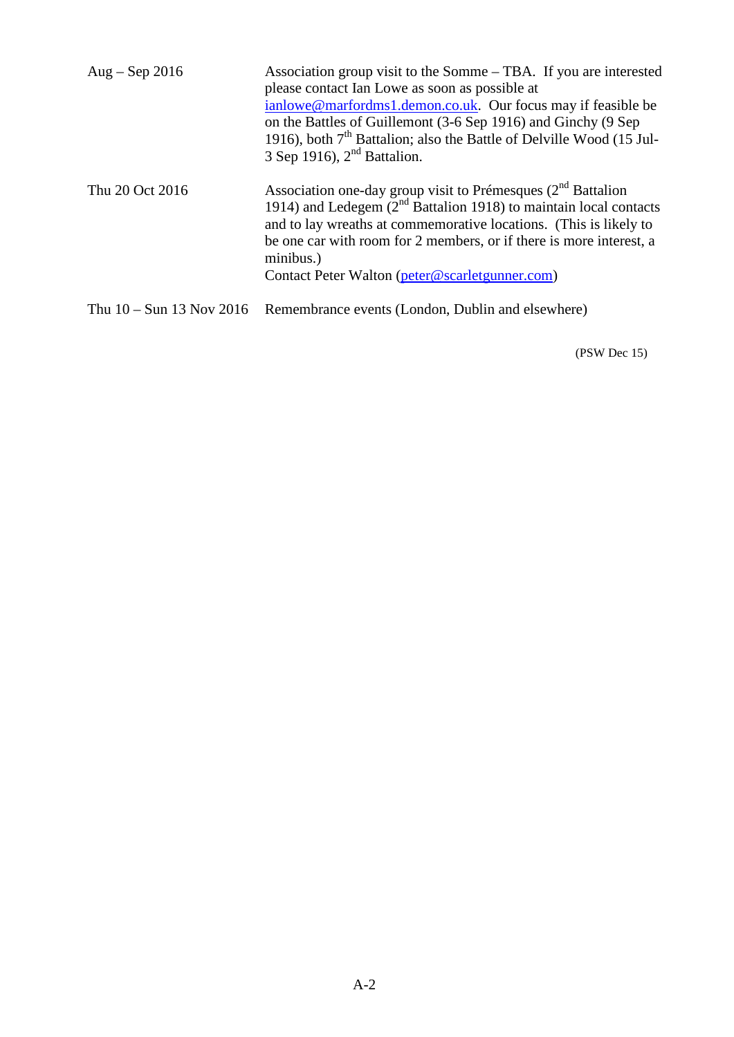| | |
|---|---|
| Aug – Sep 2016 | Association group visit to the Somme – TBA. If you are interested please contact Ian Lowe as soon as possible at ianlowe@marfordms1.demon.co.uk. Our focus may if feasible be on the Battles of Guillemont (3-6 Sep 1916) and Ginchy (9 Sep 1916), both 7th Battalion; also the Battle of Delville Wood (15 Jul-3 Sep 1916), 2nd Battalion. |
| Thu 20 Oct 2016 | Association one-day group visit to Prémesques (2nd Battalion 1914) and Ledegem (2nd Battalion 1918) to maintain local contacts and to lay wreaths at commemorative locations. (This is likely to be one car with room for 2 members, or if there is more interest, a minibus.) Contact Peter Walton (peter@scarletgunner.com) |
| Thu 10 – Sun 13 Nov 2016 | Remembrance events (London, Dublin and elsewhere) |

(PSW Dec 15)